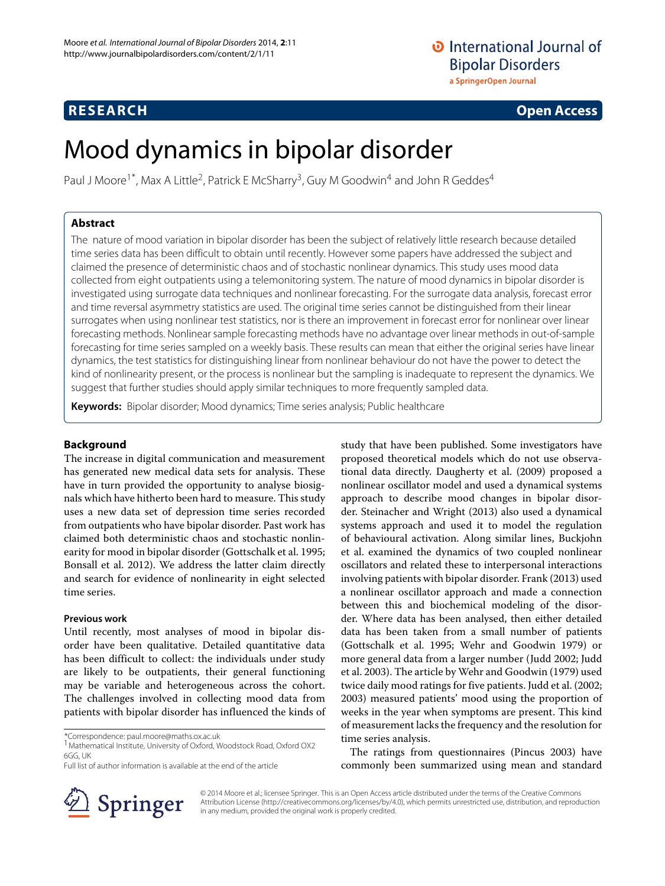RESEARCH **Open Access**

# Mood dynamics in bipolar disorder

Paul J Moore[1*], Max A Little[2], Patrick E McSharry[3], Guy M Goodwin[4] and John R Geddes[4]

## Abstract

The nature of mood variation in bipolar disorder has been the subject of relatively little research because detailed time series data has been difficult to obtain until recently. However some papers have addressed the subject and claimed the presence of deterministic chaos and of stochastic nonlinear dynamics. This study uses mood data collected from eight outpatients using a telemonitoring system. The nature of mood dynamics in bipolar disorder is investigated using surrogate data techniques and nonlinear forecasting. For the surrogate data analysis, forecast error and time reversal asymmetry statistics are used. The original time series cannot be distinguished from their linear surrogates when using nonlinear test statistics, nor is there an improvement in forecast error for nonlinear over linear forecasting methods. Nonlinear sample forecasting methods have no advantage over linear methods in out-of-sample forecasting for time series sampled on a weekly basis. These results can mean that either the original series have linear dynamics, the test statistics for distinguishing linear from nonlinear behaviour do not have the power to detect the kind of nonlinearity present, or the process is nonlinear but the sampling is inadequate to represent the dynamics. We suggest that further studies should apply similar techniques to more frequently sampled data.

**Keywords:** Bipolar disorder; Mood dynamics; Time series analysis; Public healthcare

## Background

The increase in digital communication and measurement has generated new medical data sets for analysis. These have in turn provided the opportunity to analyse biosignals which have hitherto been hard to measure. This study uses a new data set of depression time series recorded from outpatients who have bipolar disorder. Past work has claimed both deterministic chaos and stochastic nonlinearity for mood in bipolar disorder (Gottschalk et al. 1995; Bonsall et al. 2012). We address the latter claim directly and search for evidence of nonlinearity in eight selected time series.

### Previous work

Until recently, most analyses of mood in bipolar disorder have been qualitative. Detailed quantitative data has been difficult to collect: the individuals under study are likely to be outpatients, their general functioning may be variable and heterogeneous across the cohort. The challenges involved in collecting mood data from patients with bipolar disorder has influenced the kinds of study that have been published. Some investigators have proposed theoretical models which do not use observational data directly. Daugherty et al. (2009) proposed a nonlinear oscillator model and used a dynamical systems approach to describe mood changes in bipolar disorder. Steinacher and Wright (2013) also used a dynamical systems approach and used it to model the regulation of behavioural activation. Along similar lines, Buckjohn et al. examined the dynamics of two coupled nonlinear oscillators and related these to interpersonal interactions involving patients with bipolar disorder. Frank (2013) used a nonlinear oscillator approach and made a connection between this and biochemical modeling of the disorder. Where data has been analysed, then either detailed data has been taken from a small number of patients (Gottschalk et al. 1995; Wehr and Goodwin 1979) or more general data from a larger number (Judd 2002; Judd et al. 2003). The article by Wehr and Goodwin (1979) used twice daily mood ratings for five patients. Judd et al. (2002; 2003) measured patients' mood using the proportion of weeks in the year when symptoms are present. This kind of measurement lacks the frequency and the resolution for time series analysis.

The ratings from questionnaires (Pincus 2003) have commonly been summarized using mean and standard

*Correspondence: paul.moore@maths.ox.ac.uk
[1] Mathematical Institute, University of Oxford, Woodstock Road, Oxford OX2 6GG, UK
Full list of author information is available at the end of the article

© 2014 Moore et al.; licensee Springer. This is an Open Access article distributed under the terms of the Creative Commons Attribution License (http://creativecommons.org/licenses/by/4.0), which permits unrestricted use, distribution, and reproduction in any medium, provided the original work is properly credited.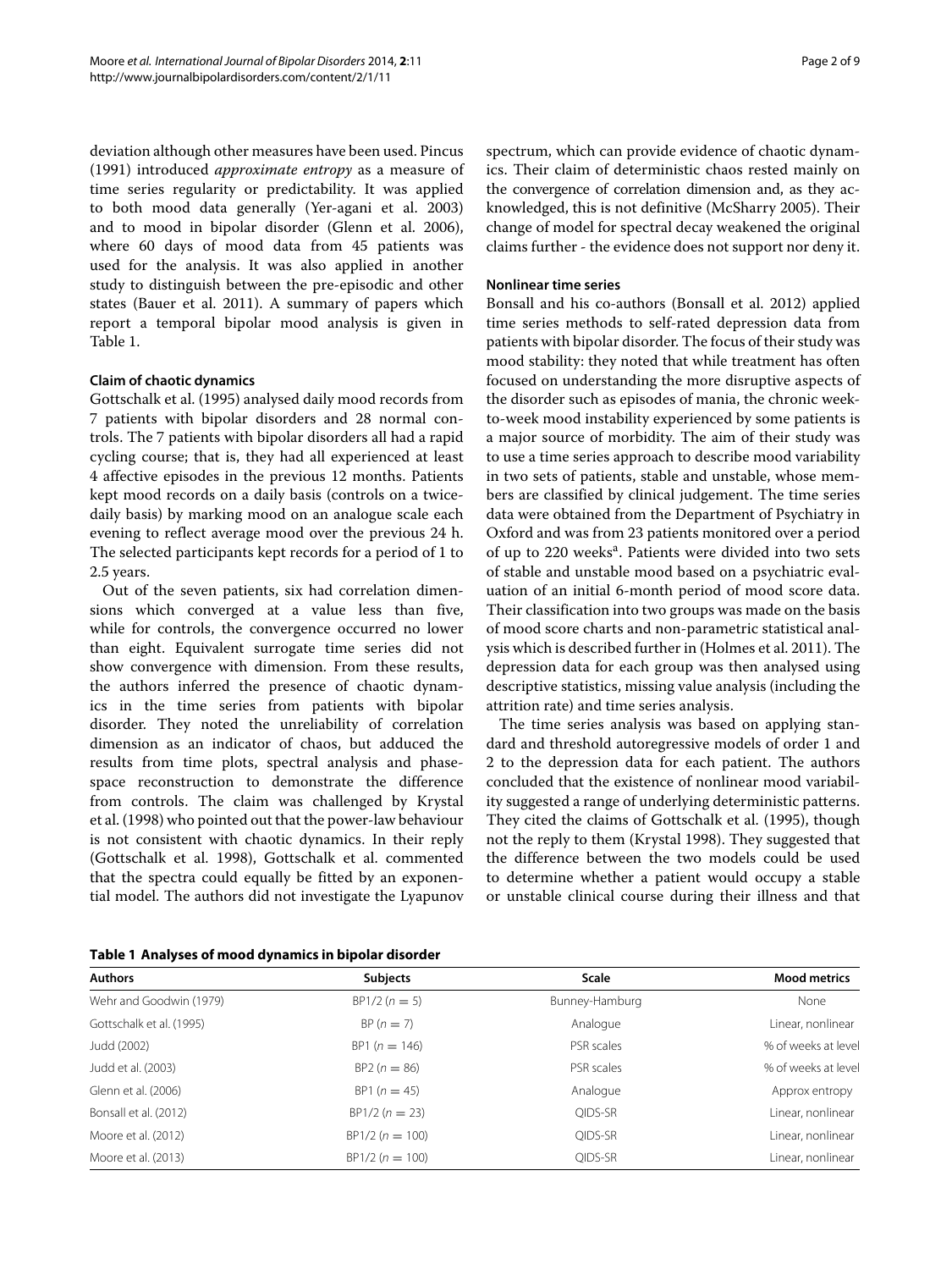deviation although other measures have been used. Pincus (1991) introduced *approximate entropy* as a measure of time series regularity or predictability. It was applied to both mood data generally (Yer-agani et al. 2003) and to mood in bipolar disorder (Glenn et al. 2006), where 60 days of mood data from 45 patients was used for the analysis. It was also applied in another study to distinguish between the pre-episodic and other states (Bauer et al. 2011). A summary of papers which report a temporal bipolar mood analysis is given in Table 1.

### Claim of chaotic dynamics

Gottschalk et al. (1995) analysed daily mood records from 7 patients with bipolar disorders and 28 normal controls. The 7 patients with bipolar disorders all had a rapid cycling course; that is, they had all experienced at least 4 affective episodes in the previous 12 months. Patients kept mood records on a daily basis (controls on a twice-daily basis) by marking mood on an analogue scale each evening to reflect average mood over the previous 24 h. The selected participants kept records for a period of 1 to 2.5 years.

Out of the seven patients, six had correlation dimensions which converged at a value less than five, while for controls, the convergence occurred no lower than eight. Equivalent surrogate time series did not show convergence with dimension. From these results, the authors inferred the presence of chaotic dynamics in the time series from patients with bipolar disorder. They noted the unreliability of correlation dimension as an indicator of chaos, but adduced the results from time plots, spectral analysis and phase-space reconstruction to demonstrate the difference from controls. The claim was challenged by Krystal et al. (1998) who pointed out that the power-law behaviour is not consistent with chaotic dynamics. In their reply (Gottschalk et al. 1998), Gottschalk et al. commented that the spectra could equally be fitted by an exponential model. The authors did not investigate the Lyapunov spectrum, which can provide evidence of chaotic dynamics. Their claim of deterministic chaos rested mainly on the convergence of correlation dimension and, as they acknowledged, this is not definitive (McSharry 2005). Their change of model for spectral decay weakened the original claims further - the evidence does not support nor deny it.

### Nonlinear time series

Bonsall and his co-authors (Bonsall et al. 2012) applied time series methods to self-rated depression data from patients with bipolar disorder. The focus of their study was mood stability: they noted that while treatment has often focused on understanding the more disruptive aspects of the disorder such as episodes of mania, the chronic week-to-week mood instability experienced by some patients is a major source of morbidity. The aim of their study was to use a time series approach to describe mood variability in two sets of patients, stable and unstable, whose members are classified by clinical judgement. The time series data were obtained from the Department of Psychiatry in Oxford and was from 23 patients monitored over a period of up to 220 weeks[a]. Patients were divided into two sets of stable and unstable mood based on a psychiatric evaluation of an initial 6-month period of mood score data. Their classification into two groups was made on the basis of mood score charts and non-parametric statistical analysis which is described further in (Holmes et al. 2011). The depression data for each group was then analysed using descriptive statistics, missing value analysis (including the attrition rate) and time series analysis.

The time series analysis was based on applying standard and threshold autoregressive models of order 1 and 2 to the depression data for each patient. The authors concluded that the existence of nonlinear mood variability suggested a range of underlying deterministic patterns. They cited the claims of Gottschalk et al. (1995), though not the reply to them (Krystal 1998). They suggested that the difference between the two models could be used to determine whether a patient would occupy a stable or unstable clinical course during their illness and that

**Table 1 Analyses of mood dynamics in bipolar disorder**

| Authors | Subjects | Scale | Mood metrics |
|---|---|---|---|
| Wehr and Goodwin (1979) | BP1/2 ($n = 5$) | Bunney-Hamburg | None |
| Gottschalk et al. (1995) | BP ($n = 7$) | Analogue | Linear, nonlinear |
| Judd (2002) | BP1 ($n = 146$) | PSR scales | % of weeks at level |
| Judd et al. (2003) | BP2 ($n = 86$) | PSR scales | % of weeks at level |
| Glenn et al. (2006) | BP1 ($n = 45$) | Analogue | Approx entropy |
| Bonsall et al. (2012) | BP1/2 ($n = 23$) | QIDS-SR | Linear, nonlinear |
| Moore et al. (2012) | BP1/2 ($n = 100$) | QIDS-SR | Linear, nonlinear |
| Moore et al. (2013) | BP1/2 ($n = 100$) | QIDS-SR | Linear, nonlinear |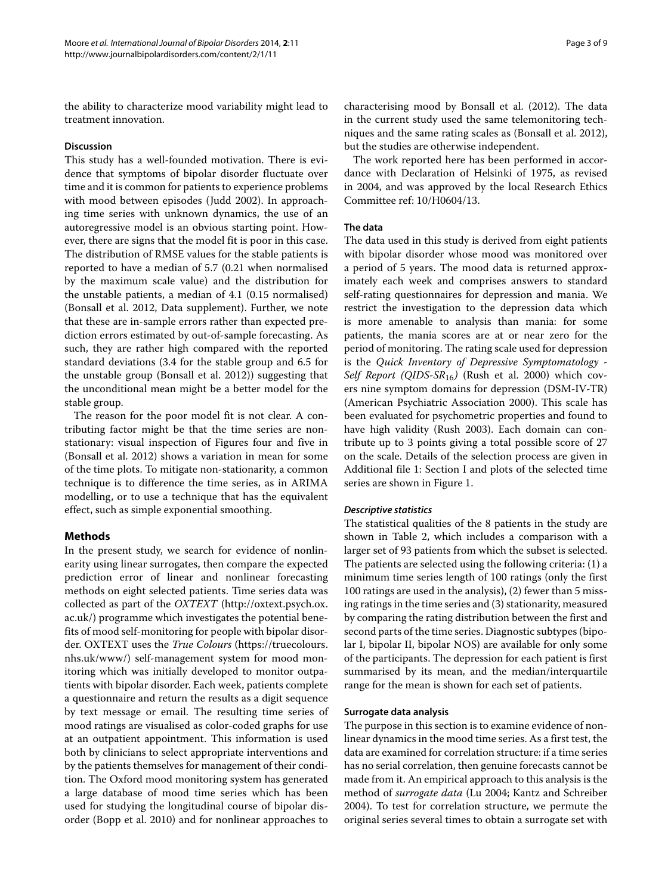the ability to characterize mood variability might lead to treatment innovation.

#### Discussion

This study has a well-founded motivation. There is evidence that symptoms of bipolar disorder fluctuate over time and it is common for patients to experience problems with mood between episodes (Judd 2002). In approaching time series with unknown dynamics, the use of an autoregressive model is an obvious starting point. However, there are signs that the model fit is poor in this case. The distribution of RMSE values for the stable patients is reported to have a median of 5.7 (0.21 when normalised by the maximum scale value) and the distribution for the unstable patients, a median of 4.1 (0.15 normalised) (Bonsall et al. 2012, Data supplement). Further, we note that these are in-sample errors rather than expected prediction errors estimated by out-of-sample forecasting. As such, they are rather high compared with the reported standard deviations (3.4 for the stable group and 6.5 for the unstable group (Bonsall et al. 2012)) suggesting that the unconditional mean might be a better model for the stable group.

The reason for the poor model fit is not clear. A contributing factor might be that the time series are non-stationary: visual inspection of Figures four and five in (Bonsall et al. 2012) shows a variation in mean for some of the time plots. To mitigate non-stationarity, a common technique is to difference the time series, as in ARIMA modelling, or to use a technique that has the equivalent effect, such as simple exponential smoothing.

## Methods

In the present study, we search for evidence of nonlinearity using linear surrogates, then compare the expected prediction error of linear and nonlinear forecasting methods on eight selected patients. Time series data was collected as part of the *OXTEXT* (http://oxtext.psych.ox.ac.uk/) programme which investigates the potential benefits of mood self-monitoring for people with bipolar disorder. OXTEXT uses the *True Colours* (https://truecolours.nhs.uk/www/) self-management system for mood monitoring which was initially developed to monitor outpatients with bipolar disorder. Each week, patients complete a questionnaire and return the results as a digit sequence by text message or email. The resulting time series of mood ratings are visualised as color-coded graphs for use at an outpatient appointment. This information is used both by clinicians to select appropriate interventions and by the patients themselves for management of their condition. The Oxford mood monitoring system has generated a large database of mood time series which has been used for studying the longitudinal course of bipolar disorder (Bopp et al. 2010) and for nonlinear approaches to characterising mood by Bonsall et al. (2012). The data in the current study used the same telemonitoring techniques and the same rating scales as (Bonsall et al. 2012), but the studies are otherwise independent.

The work reported here has been performed in accordance with Declaration of Helsinki of 1975, as revised in 2004, and was approved by the local Research Ethics Committee ref: 10/H0604/13.

#### The data

The data used in this study is derived from eight patients with bipolar disorder whose mood was monitored over a period of 5 years. The mood data is returned approximately each week and comprises answers to standard self-rating questionnaires for depression and mania. We restrict the investigation to the depression data which is more amenable to analysis than mania: for some patients, the mania scores are at or near zero for the period of monitoring. The rating scale used for depression is the *Quick Inventory of Depressive Symptomatology - Self Report (QIDS-SR$_{16}$)* (Rush et al. 2000) which covers nine symptom domains for depression (DSM-IV-TR) (American Psychiatric Association 2000). This scale has been evaluated for psychometric properties and found to have high validity (Rush 2003). Each domain can contribute up to 3 points giving a total possible score of 27 on the scale. Details of the selection process are given in Additional file 1: Section I and plots of the selected time series are shown in Figure 1.

##### *Descriptive statistics*

The statistical qualities of the 8 patients in the study are shown in Table 2, which includes a comparison with a larger set of 93 patients from which the subset is selected. The patients are selected using the following criteria: (1) a minimum time series length of 100 ratings (only the first 100 ratings are used in the analysis), (2) fewer than 5 missing ratings in the time series and (3) stationarity, measured by comparing the rating distribution between the first and second parts of the time series. Diagnostic subtypes (bipolar I, bipolar II, bipolar NOS) are available for only some of the participants. The depression for each patient is first summarised by its mean, and the median/interquartile range for the mean is shown for each set of patients.

#### Surrogate data analysis

The purpose in this section is to examine evidence of nonlinear dynamics in the mood time series. As a first test, the data are examined for correlation structure: if a time series has no serial correlation, then genuine forecasts cannot be made from it. An empirical approach to this analysis is the method of *surrogate data* (Lu 2004; Kantz and Schreiber 2004). To test for correlation structure, we permute the original series several times to obtain a surrogate set with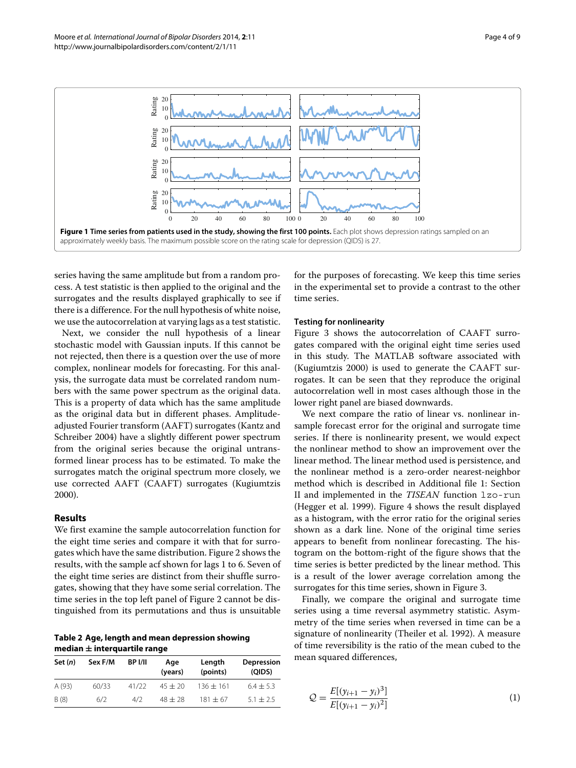Figure 1 Time series from patients used in the study, showing the first 100 points. Each plot shows depression ratings sampled on an approximately weekly basis. The maximum possible score on the rating scale for depression (QIDS) is 27.

series having the same amplitude but from a random process. A test statistic is then applied to the original and the surrogates and the results displayed graphically to see if there is a difference. For the null hypothesis of white noise, we use the autocorrelation at varying lags as a test statistic.

Next, we consider the null hypothesis of a linear stochastic model with Gaussian inputs. If this cannot be not rejected, then there is a question over the use of more complex, nonlinear models for forecasting. For this analysis, the surrogate data must be correlated random numbers with the same power spectrum as the original data. This is a property of data which has the same amplitude as the original data but in different phases. Amplitude-adjusted Fourier transform (AAFT) surrogates (Kantz and Schreiber 2004) have a slightly different power spectrum from the original series because the original untransformed linear process has to be estimated. To make the surrogates match the original spectrum more closely, we use corrected AAFT (CAAFT) surrogates (Kugiumtzis 2000).

## Results

We first examine the sample autocorrelation function for the eight time series and compare it with that for surrogates which have the same distribution. Figure 2 shows the results, with the sample acf shown for lags 1 to 6. Seven of the eight time series are distinct from their shuffle surrogates, showing that they have some serial correlation. The time series in the top left panel of Figure 2 cannot be distinguished from its permutations and thus is unsuitable for the purposes of forecasting. We keep this time series in the experimental set to provide a contrast to the other time series.

**Table 2 Age, length and mean depression showing median ± interquartile range**

| Set ($n$) | Sex F/M | BP I/II | Age (years) | Length (points) | Depression (QIDS) |
|---|---|---|---|---|---|
| A (93) | 60/33 | 41/22 | 45 ± 20 | 136 ± 161 | 6.4 ± 5.3 |
| B (8) | 6/2 | 4/2 | 48 ± 28 | 181 ± 67 | 5.1 ± 2.5 |

### Testing for nonlinearity

Figure 3 shows the autocorrelation of CAAFT surrogates compared with the original eight time series used in this study. The MATLAB software associated with (Kugiumtzis 2000) is used to generate the CAAFT surrogates. It can be seen that they reproduce the original autocorrelation well in most cases although those in the lower right panel are biased downwards.

We next compare the ratio of linear vs. nonlinear in-sample forecast error for the original and surrogate time series. If there is nonlinearity present, we would expect the nonlinear method to show an improvement over the linear method. The linear method used is persistence, and the nonlinear method is a zero-order nearest-neighbor method which is described in Additional file 1: Section II and implemented in the *TISEAN* function `lzo-run` (Hegger et al. 1999). Figure 4 shows the result displayed as a histogram, with the error ratio for the original series shown as a dark line. None of the original time series appears to benefit from nonlinear forecasting. The histogram on the bottom-right of the figure shows that the time series is better predicted by the linear method. This is a result of the lower average correlation among the surrogates for this time series, shown in Figure 3.

Finally, we compare the original and surrogate time series using a time reversal asymmetry statistic. Asymmetry of the time series when reversed in time can be a signature of nonlinearity (Theiler et al. 1992). A measure of time reversibility is the ratio of the mean cubed to the mean squared differences,

$$\mathcal{Q} = \frac{E[(y_{i+1} - y_i)^3]}{E[(y_{i+1} - y_i)^2]} \tag{1}$$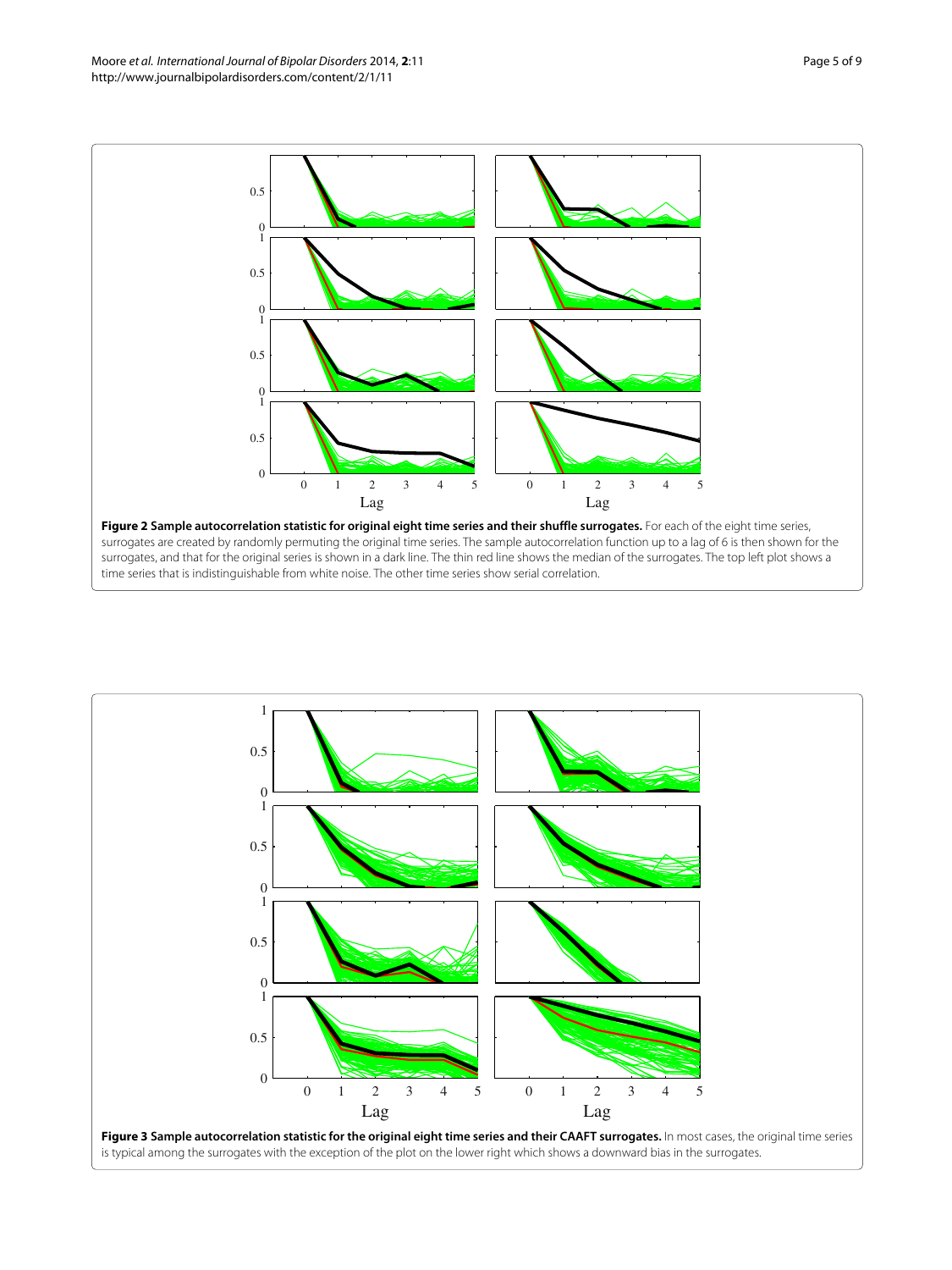**Figure 2 Sample autocorrelation statistic for original eight time series and their shuffle surrogates.** For each of the eight time series, surrogates are created by randomly permuting the original time series. The sample autocorrelation function up to a lag of 6 is then shown for the surrogates, and that for the original series is shown in a dark line. The thin red line shows the median of the surrogates. The top left plot shows a time series that is indistinguishable from white noise. The other time series show serial correlation.

**Figure 3 Sample autocorrelation statistic for the original eight time series and their CAAFT surrogates.** In most cases, the original time series is typical among the surrogates with the exception of the plot on the lower right which shows a downward bias in the surrogates.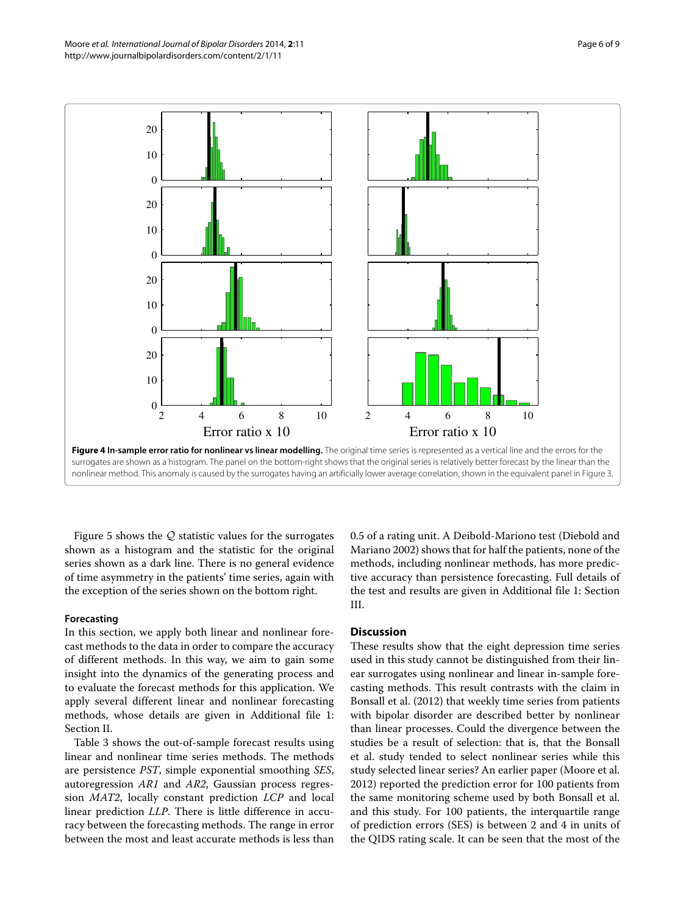**Figure 4 In-sample error ratio for nonlinear vs linear modelling.** The original time series is represented as a vertical line and the errors for the surrogates are shown as a histogram. The panel on the bottom-right shows that the original series is relatively better forecast by the linear than the nonlinear method. This anomaly is caused by the surrogates having an artificially lower average correlation, shown in the equivalent panel in Figure 3.

Figure 5 shows the $\mathcal{Q}$ statistic values for the surrogates shown as a histogram and the statistic for the original series shown as a dark line. There is no general evidence of time asymmetry in the patients' time series, again with the exception of the series shown on the bottom right.

### Forecasting

In this section, we apply both linear and nonlinear forecast methods to the data in order to compare the accuracy of different methods. In this way, we aim to gain some insight into the dynamics of the generating process and to evaluate the forecast methods for this application. We apply several different linear and nonlinear forecasting methods, whose details are given in Additional file 1: Section II.

Table 3 shows the out-of-sample forecast results using linear and nonlinear time series methods. The methods are persistence *PST*, simple exponential smoothing *SES*, autoregression *AR1* and *AR2*, Gaussian process regression *MAT2*, locally constant prediction *LCP* and local linear prediction *LLP*. There is little difference in accuracy between the forecasting methods. The range in error between the most and least accurate methods is less than 0.5 of a rating unit. A Deibold-Mariono test (Diebold and Mariano 2002) shows that for half the patients, none of the methods, including nonlinear methods, has more predictive accuracy than persistence forecasting. Full details of the test and results are given in Additional file 1: Section III.

## Discussion

These results show that the eight depression time series used in this study cannot be distinguished from their linear surrogates using nonlinear and linear in-sample forecasting methods. This result contrasts with the claim in Bonsall et al. (2012) that weekly time series from patients with bipolar disorder are described better by nonlinear than linear processes. Could the divergence between the studies be a result of selection: that is, that the Bonsall et al. study tended to select nonlinear series while this study selected linear series? An earlier paper (Moore et al. 2012) reported the prediction error for 100 patients from the same monitoring scheme used by both Bonsall et al. and this study. For 100 patients, the interquartile range of prediction errors (SES) is between 2 and 4 in units of the QIDS rating scale. It can be seen that the most of the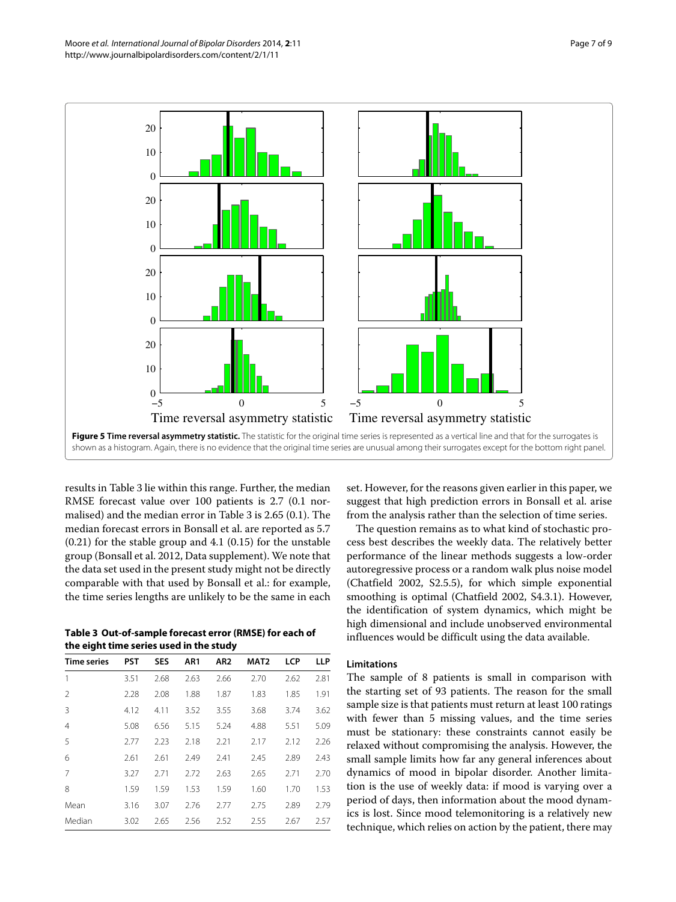**Figure 5 Time reversal asymmetry statistic.** The statistic for the original time series is represented as a vertical line and that for the surrogates is shown as a histogram. Again, there is no evidence that the original time series are unusual among their surrogates except for the bottom right panel.

results in Table 3 lie within this range. Further, the median RMSE forecast value over 100 patients is 2.7 (0.1 normalised) and the median error in Table 3 is 2.65 (0.1). The median forecast errors in Bonsall et al. are reported as 5.7 (0.21) for the stable group and 4.1 (0.15) for the unstable group (Bonsall et al. 2012, Data supplement). We note that the data set used in the present study might not be directly comparable with that used by Bonsall et al.: for example, the time series lengths are unlikely to be the same in each set. However, for the reasons given earlier in this paper, we suggest that high prediction errors in Bonsall et al. arise from the analysis rather than the selection of time series.

**Table 3 Out-of-sample forecast error (RMSE) for each of the eight time series used in the study**

| Time series | PST | SES | AR1 | AR2 | MAT2 | LCP | LLP |
|---|---|---|---|---|---|---|---|
| 1 | 3.51 | 2.68 | 2.63 | 2.66 | 2.70 | 2.62 | 2.81 |
| 2 | 2.28 | 2.08 | 1.88 | 1.87 | 1.83 | 1.85 | 1.91 |
| 3 | 4.12 | 4.11 | 3.52 | 3.55 | 3.68 | 3.74 | 3.62 |
| 4 | 5.08 | 6.56 | 5.15 | 5.24 | 4.88 | 5.51 | 5.09 |
| 5 | 2.77 | 2.23 | 2.18 | 2.21 | 2.17 | 2.12 | 2.26 |
| 6 | 2.61 | 2.61 | 2.49 | 2.41 | 2.45 | 2.89 | 2.43 |
| 7 | 3.27 | 2.71 | 2.72 | 2.63 | 2.65 | 2.71 | 2.70 |
| 8 | 1.59 | 1.59 | 1.53 | 1.59 | 1.60 | 1.70 | 1.53 |
| Mean | 3.16 | 3.07 | 2.76 | 2.77 | 2.75 | 2.89 | 2.79 |
| Median | 3.02 | 2.65 | 2.56 | 2.52 | 2.55 | 2.67 | 2.57 |

The question remains as to what kind of stochastic process best describes the weekly data. The relatively better performance of the linear methods suggests a low-order autoregressive process or a random walk plus noise model (Chatfield 2002, S2.5.5), for which simple exponential smoothing is optimal (Chatfield 2002, S4.3.1). However, the identification of system dynamics, which might be high dimensional and include unobserved environmental influences would be difficult using the data available.

### Limitations

The sample of 8 patients is small in comparison with the starting set of 93 patients. The reason for the small sample size is that patients must return at least 100 ratings with fewer than 5 missing values, and the time series must be stationary: these constraints cannot easily be relaxed without compromising the analysis. However, the small sample limits how far any general inferences about dynamics of mood in bipolar disorder. Another limitation is the use of weekly data: if mood is varying over a period of days, then information about the mood dynamics is lost. Since mood telemonitoring is a relatively new technique, which relies on action by the patient, there may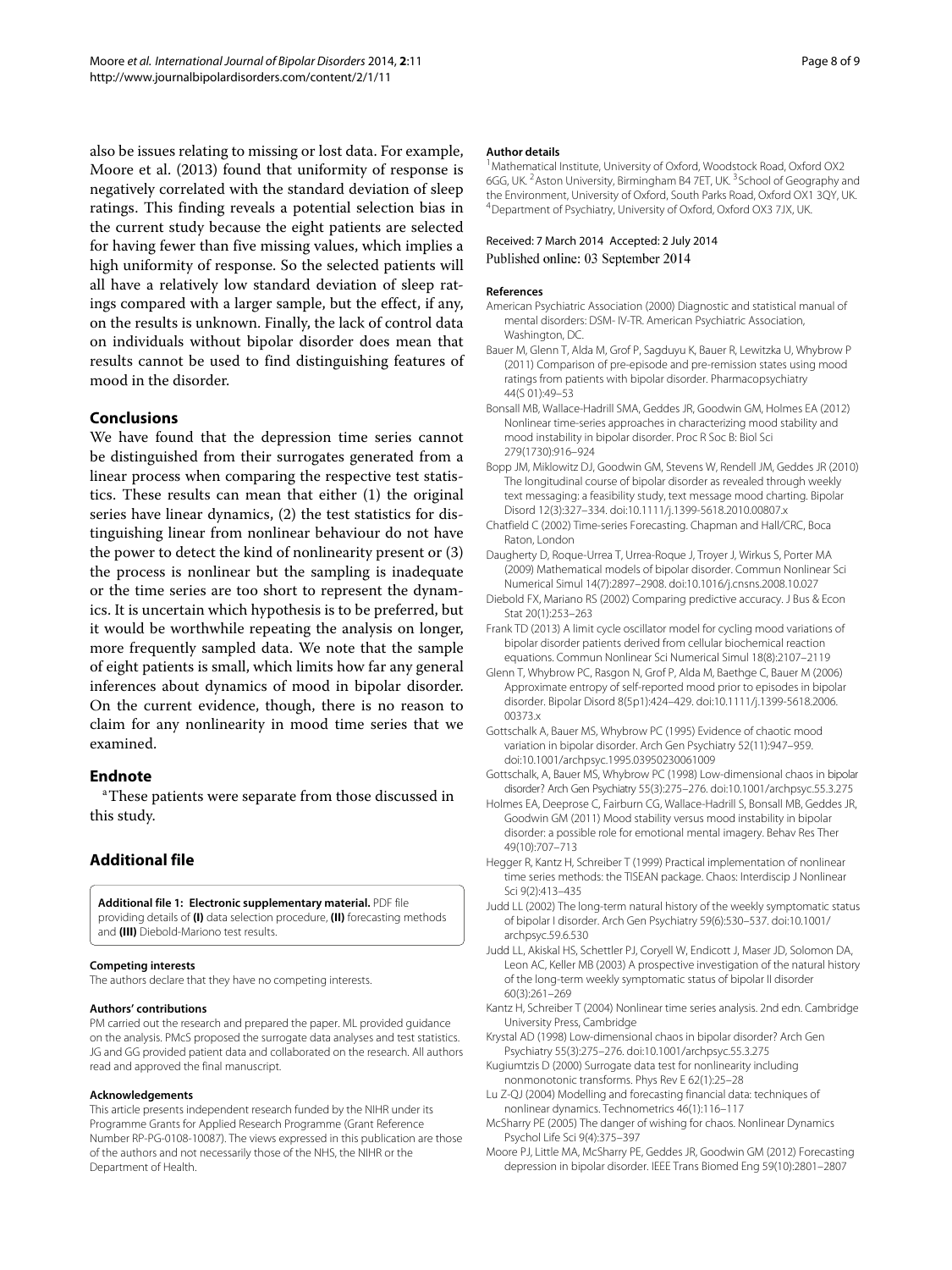also be issues relating to missing or lost data. For example, Moore et al. (2013) found that uniformity of response is negatively correlated with the standard deviation of sleep ratings. This finding reveals a potential selection bias in the current study because the eight patients are selected for having fewer than five missing values, which implies a high uniformity of response. So the selected patients will all have a relatively low standard deviation of sleep ratings compared with a larger sample, but the effect, if any, on the results is unknown. Finally, the lack of control data on individuals without bipolar disorder does mean that results cannot be used to find distinguishing features of mood in the disorder.

## Conclusions

We have found that the depression time series cannot be distinguished from their surrogates generated from a linear process when comparing the respective test statistics. These results can mean that either (1) the original series have linear dynamics, (2) the test statistics for distinguishing linear from nonlinear behaviour do not have the power to detect the kind of nonlinearity present or (3) the process is nonlinear but the sampling is inadequate or the time series are too short to represent the dynamics. It is uncertain which hypothesis is to be preferred, but it would be worthwhile repeating the analysis on longer, more frequently sampled data. We note that the sample of eight patients is small, which limits how far any general inferences about dynamics of mood in bipolar disorder. On the current evidence, though, there is no reason to claim for any nonlinearity in mood time series that we examined.

## Endnote

[a]These patients were separate from those discussed in this study.

## Additional file

**Additional file 1: Electronic supplementary material.** PDF file providing details of **(I)** data selection procedure, **(II)** forecasting methods and **(III)** Diebold-Mariono test results.

#### Competing interests

The authors declare that they have no competing interests.

#### Authors' contributions

PM carried out the research and prepared the paper. ML provided guidance on the analysis. PMcS proposed the surrogate data analyses and test statistics. JG and GG provided patient data and collaborated on the research. All authors read and approved the final manuscript.

#### Acknowledgements

This article presents independent research funded by the NIHR under its Programme Grants for Applied Research Programme (Grant Reference Number RP-PG-0108-10087). The views expressed in this publication are those of the authors and not necessarily those of the NHS, the NIHR or the Department of Health.

#### Author details

[1]Mathematical Institute, University of Oxford, Woodstock Road, Oxford OX2 6GG, UK. [2]Aston University, Birmingham B4 7ET, UK. [3]School of Geography and the Environment, University of Oxford, South Parks Road, Oxford OX1 3QY, UK. [4]Department of Psychiatry, University of Oxford, Oxford OX3 7JX, UK.

Received: 7 March 2014 Accepted: 2 July 2014
Published online: 03 September 2014

#### References

- American Psychiatric Association (2000) Diagnostic and statistical manual of mental disorders: DSM- IV-TR. American Psychiatric Association, Washington, DC.
- Bauer M, Glenn T, Alda M, Grof P, Sagduyu K, Bauer R, Lewitzka U, Whybrow P (2011) Comparison of pre-episode and pre-remission states using mood ratings from patients with bipolar disorder. Pharmacopsychiatry 44(S 01):49–53
- Bonsall MB, Wallace-Hadrill SMA, Geddes JR, Goodwin GM, Holmes EA (2012) Nonlinear time-series approaches in characterizing mood stability and mood instability in bipolar disorder. Proc R Soc B: Biol Sci 279(1730):916–924
- Bopp JM, Miklowitz DJ, Goodwin GM, Stevens W, Rendell JM, Geddes JR (2010) The longitudinal course of bipolar disorder as revealed through weekly text messaging: a feasibility study, text message mood charting. Bipolar Disord 12(3):327–334. doi:10.1111/j.1399-5618.2010.00807.x
- Chatfield C (2002) Time-series Forecasting. Chapman and Hall/CRC, Boca Raton, London
- Daugherty D, Roque-Urrea T, Urrea-Roque J, Troyer J, Wirkus S, Porter MA (2009) Mathematical models of bipolar disorder. Commun Nonlinear Sci Numerical Simul 14(7):2897–2908. doi:10.1016/j.cnsns.2008.10.027
- Diebold FX, Mariano RS (2002) Comparing predictive accuracy. J Bus & Econ Stat 20(1):253–263
- Frank TD (2013) A limit cycle oscillator model for cycling mood variations of bipolar disorder patients derived from cellular biochemical reaction equations. Commun Nonlinear Sci Numerical Simul 18(8):2107–2119
- Glenn T, Whybrow PC, Rasgon N, Grof P, Alda M, Baethge C, Bauer M (2006) Approximate entropy of self-reported mood prior to episodes in bipolar disorder. Bipolar Disord 8(5p1):424–429. doi:10.1111/j.1399-5618.2006.00373.x
- Gottschalk A, Bauer MS, Whybrow PC (1995) Evidence of chaotic mood variation in bipolar disorder. Arch Gen Psychiatry 52(11):947–959. doi:10.1001/archpsyc.1995.03950230061009
- Gottschalk, A, Bauer MS, Whybrow PC (1998) Low-dimensional chaos in bipolar disorder? Arch Gen Psychiatry 55(3):275–276. doi:10.1001/archpsyc.55.3.275
- Holmes EA, Deeprose C, Fairburn CG, Wallace-Hadrill S, Bonsall MB, Geddes JR, Goodwin GM (2011) Mood stability versus mood instability in bipolar disorder: a possible role for emotional mental imagery. Behav Res Ther 49(10):707–713
- Hegger R, Kantz H, Schreiber T (1999) Practical implementation of nonlinear time series methods: the TISEAN package. Chaos: Interdiscip J Nonlinear Sci 9(2):413–435
- Judd LL (2002) The long-term natural history of the weekly symptomatic status of bipolar I disorder. Arch Gen Psychiatry 59(6):530–537. doi:10.1001/archpsyc.59.6.530
- Judd LL, Akiskal HS, Schettler PJ, Coryell W, Endicott J, Maser JD, Solomon DA, Leon AC, Keller MB (2003) A prospective investigation of the natural history of the long-term weekly symptomatic status of bipolar II disorder 60(3):261–269
- Kantz H, Schreiber T (2004) Nonlinear time series analysis. 2nd edn. Cambridge University Press, Cambridge
- Krystal AD (1998) Low-dimensional chaos in bipolar disorder? Arch Gen Psychiatry 55(3):275–276. doi:10.1001/archpsyc.55.3.275
- Kugiumtzis D (2000) Surrogate data test for nonlinearity including nonmonotonic transforms. Phys Rev E 62(1):25–28
- Lu Z-QJ (2004) Modelling and forecasting financial data: techniques of nonlinear dynamics. Technometrics 46(1):116–117
- McSharry PE (2005) The danger of wishing for chaos. Nonlinear Dynamics Psychol Life Sci 9(4):375–397
- Moore PJ, Little MA, McSharry PE, Geddes JR, Goodwin GM (2012) Forecasting depression in bipolar disorder. IEEE Trans Biomed Eng 59(10):2801–2807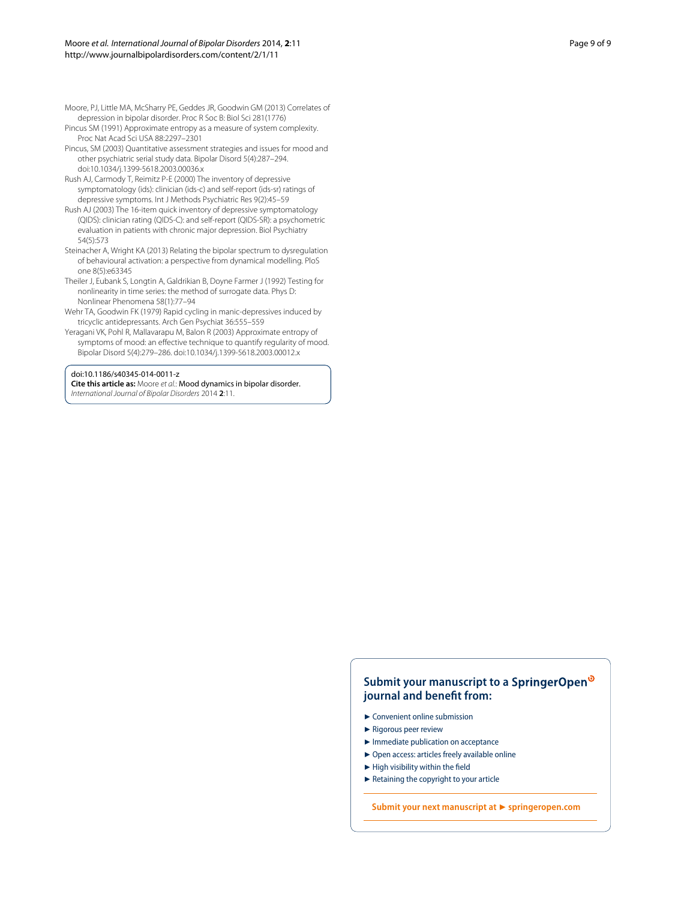Moore, PJ, Little MA, McSharry PE, Geddes JR, Goodwin GM (2013) Correlates of depression in bipolar disorder. Proc R Soc B: Biol Sci 281(1776)

Pincus SM (1991) Approximate entropy as a measure of system complexity. Proc Nat Acad Sci USA 88:2297–2301

Pincus, SM (2003) Quantitative assessment strategies and issues for mood and other psychiatric serial study data. Bipolar Disord 5(4):287–294. doi:10.1034/j.1399-5618.2003.00036.x

Rush AJ, Carmody T, Reimitz P-E (2000) The inventory of depressive symptomatology (ids): clinician (ids-c) and self-report (ids-sr) ratings of depressive symptoms. Int J Methods Psychiatric Res 9(2):45–59

Rush AJ (2003) The 16-item quick inventory of depressive symptomatology (QIDS): clinician rating (QIDS-C): and self-report (QIDS-SR): a psychometric evaluation in patients with chronic major depression. Biol Psychiatry 54(5):573

Steinacher A, Wright KA (2013) Relating the bipolar spectrum to dysregulation of behavioural activation: a perspective from dynamical modelling. PloS one 8(5):e63345

Theiler J, Eubank S, Longtin A, Galdrikian B, Doyne Farmer J (1992) Testing for nonlinearity in time series: the method of surrogate data. Phys D: Nonlinear Phenomena 58(1):77–94

Wehr TA, Goodwin FK (1979) Rapid cycling in manic-depressives induced by tricyclic antidepressants. Arch Gen Psychiat 36:555–559

Yeragani VK, Pohl R, Mallavarapu M, Balon R (2003) Approximate entropy of symptoms of mood: an effective technique to quantify regularity of mood. Bipolar Disord 5(4):279–286. doi:10.1034/j.1399-5618.2003.00012.x

doi:10.1186/s40345-014-0011-z

**Cite this article as:** Moore *et al.*: Mood dynamics in bipolar disorder. *International Journal of Bipolar Disorders* 2014 **2**:11.

**Submit your manuscript to a SpringerOpen journal and benefit from:**

- ► Convenient online submission
- ► Rigorous peer review
- ► Immediate publication on acceptance
- ► Open access: articles freely available online
- ► High visibility within the field
- ► Retaining the copyright to your article

**Submit your next manuscript at ► springeropen.com**